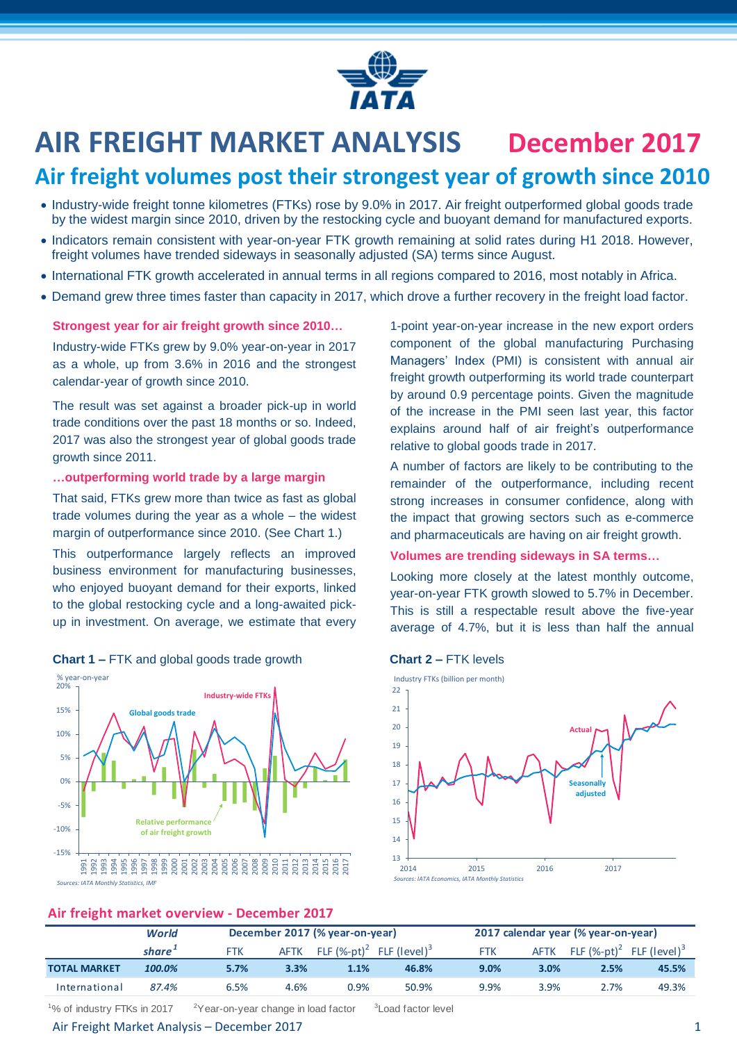# AIR FREIGHT MARKET ANALYSIS December 2017

## Air freight volumes post their strongest year of growth since 2010

- Industry-wide freight tonne kilometres (FTKs) rose by 9.0% in 2017. Air freight outperformed global goods trade by the widest margin since 2010, driven by the restocking cycle and buoyant demand for manufactured exports.
- Indicators remain consistent with year-on-year FTK growth remaining at solid rates during H1 2018. However, freight volumes have trended sideways in seasonally adjusted (SA) terms since August.
- International FTK growth accelerated in annual terms in all regions compared to 2016, most notably in Africa.
- Demand grew three times faster than capacity in 2017, which drove a further recovery in the freight load factor.

### Strongest year for air freight growth since 2010…

Industry-wide FTKs grew by 9.0% year-on-year in 2017 as a whole, up from 3.6% in 2016 and the strongest calendar-year of growth since 2010.

The result was set against a broader pick-up in world trade conditions over the past 18 months or so. Indeed, 2017 was also the strongest year of global goods trade growth since 2011.

### …outperforming world trade by a large margin

That said, FTKs grew more than twice as fast as global trade volumes during the year as a whole – the widest margin of outperformance since 2010. (See Chart 1.)

This outperformance largely reflects an improved business environment for manufacturing businesses, who enjoyed buoyant demand for their exports, linked to the global restocking cycle and a long-awaited pick-up in investment. On average, we estimate that every 1-point year-on-year increase in the new export orders component of the global manufacturing Purchasing Managers' Index (PMI) is consistent with annual air freight growth outperforming its world trade counterpart by around 0.9 percentage points. Given the magnitude of the increase in the PMI seen last year, this factor explains around half of air freight's outperformance relative to global goods trade in 2017.

A number of factors are likely to be contributing to the remainder of the outperformance, including recent strong increases in consumer confidence, along with the impact that growing sectors such as e-commerce and pharmaceuticals are having on air freight growth.

### Volumes are trending sideways in SA terms…

Looking more closely at the latest monthly outcome, year-on-year FTK growth slowed to 5.7% in December. This is still a respectable result above the five-year average of 4.7%, but it is less than half the annual

**Chart 1 –** FTK and global goods trade growth

*Sources: IATA Monthly Statistics, IMF*

**Chart 2 –** FTK levels

*Sources: IATA Economics, IATA Monthly Statistics*

### Air freight market overview - December 2017

| | World share[1] | December 2017 (% year-on-year) | | | | 2017 calendar year (% year-on-year) | | | |
|---|---|---|---|---|---|---|---|---|---|
| | | FTK | AFTK | FLF (%-pt)[2] | FLF (level)[3] | FTK | AFTK | FLF (%-pt)[2] | FLF (level)[3] |
| **TOTAL MARKET** | **100.0%** | **5.7%** | **3.3%** | **1.1%** | **46.8%** | **9.0%** | **3.0%** | **2.5%** | **45.5%** |
| International | 87.4% | 6.5% | 4.6% | 0.9% | 50.9% | 9.9% | 3.9% | 2.7% | 49.3% |

[1]% of industry FTKs in 2017 [2]Year-on-year change in load factor [3]Load factor level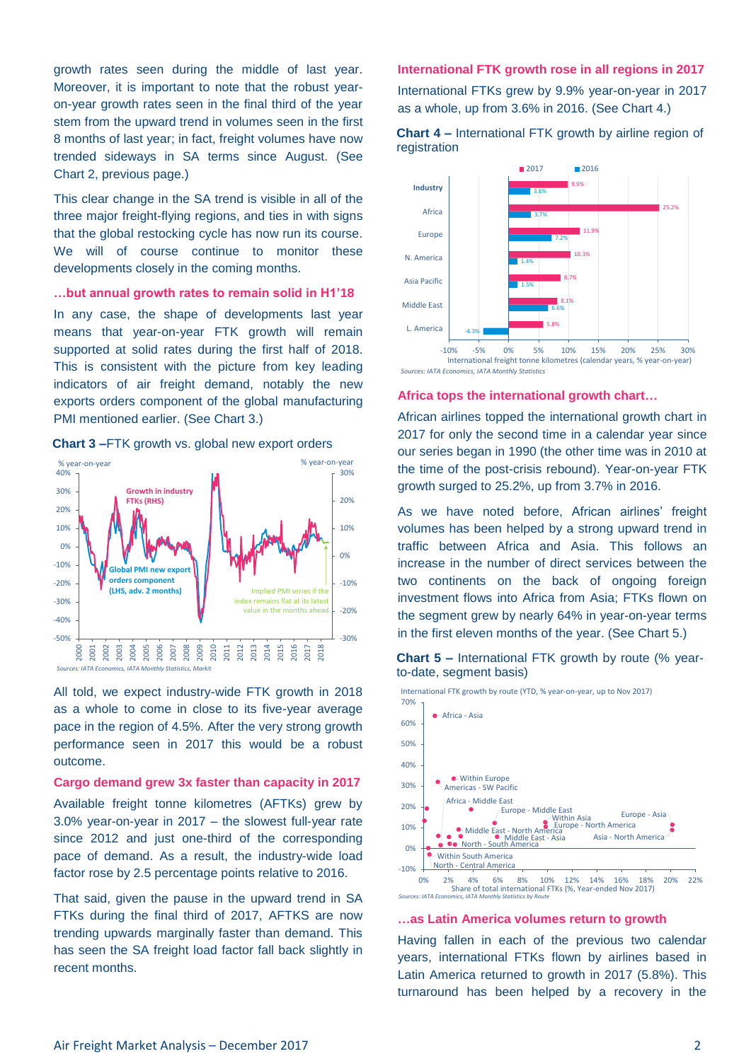growth rates seen during the middle of last year. Moreover, it is important to note that the robust year-on-year growth rates seen in the final third of the year stem from the upward trend in volumes seen in the first 8 months of last year; in fact, freight volumes have now trended sideways in SA terms since August. (See Chart 2, previous page.)

This clear change in the SA trend is visible in all of the three major freight-flying regions, and ties in with signs that the global restocking cycle has now run its course. We will of course continue to monitor these developments closely in the coming months.

### …but annual growth rates to remain solid in H1'18

In any case, the shape of developments last year means that year-on-year FTK growth will remain supported at solid rates during the first half of 2018. This is consistent with the picture from key leading indicators of air freight demand, notably the new exports orders component of the global manufacturing PMI mentioned earlier. (See Chart 3.)

**Chart 3 –** FTK growth vs. global new export orders

*Sources: IATA Economics, IATA Monthly Statistics, Markit*

All told, we expect industry-wide FTK growth in 2018 as a whole to come in close to its five-year average pace in the region of 4.5%. After the very strong growth performance seen in 2017 this would be a robust outcome.

### Cargo demand grew 3x faster than capacity in 2017

Available freight tonne kilometres (AFTKs) grew by 3.0% year-on-year in 2017 – the slowest full-year rate since 2012 and just one-third of the corresponding pace of demand. As a result, the industry-wide load factor rose by 2.5 percentage points relative to 2016.

That said, given the pause in the upward trend in SA FTKs during the final third of 2017, AFTKS are now trending upwards marginally faster than demand. This has seen the SA freight load factor fall back slightly in recent months.

### International FTK growth rose in all regions in 2017

International FTKs grew by 9.9% year-on-year in 2017 as a whole, up from 3.6% in 2016. (See Chart 4.)

**Chart 4 –** International FTK growth by airline region of registration

| Region | 2017 | 2016 |
|---|---|---|
| Industry | 9.9% | 3.6% |
| Africa | 25.2% | 3.7% |
| Europe | 11.9% | 7.2% |
| N. America | 10.3% | 1.4% |
| Asia Pacific | 8.7% | 1.5% |
| Middle East | 8.1% | 6.6% |
| L. America | 5.8% | -4.3% |

International freight tonne kilometres (calendar years, % year-on-year)

*Sources: IATA Economics, IATA Monthly Statistics*

### Africa tops the international growth chart…

African airlines topped the international growth chart in 2017 for only the second time in a calendar year since our series began in 1990 (the other time was in 2010 at the time of the post-crisis rebound). Year-on-year FTK growth surged to 25.2%, up from 3.7% in 2016.

As we have noted before, African airlines' freight volumes has been helped by a strong upward trend in traffic between Africa and Asia. This follows an increase in the number of direct services between the two continents on the back of ongoing foreign investment flows into Africa from Asia; FTKs flown on the segment grew by nearly 64% in year-on-year terms in the first eleven months of the year. (See Chart 5.)

**Chart 5 –** International FTK growth by route (% year-to-date, segment basis)

*Sources: IATA Economics, IATA Monthly Statistics by Route*

### …as Latin America volumes return to growth

Having fallen in each of the previous two calendar years, international FTKs flown by airlines based in Latin America returned to growth in 2017 (5.8%). This turnaround has been helped by a recovery in the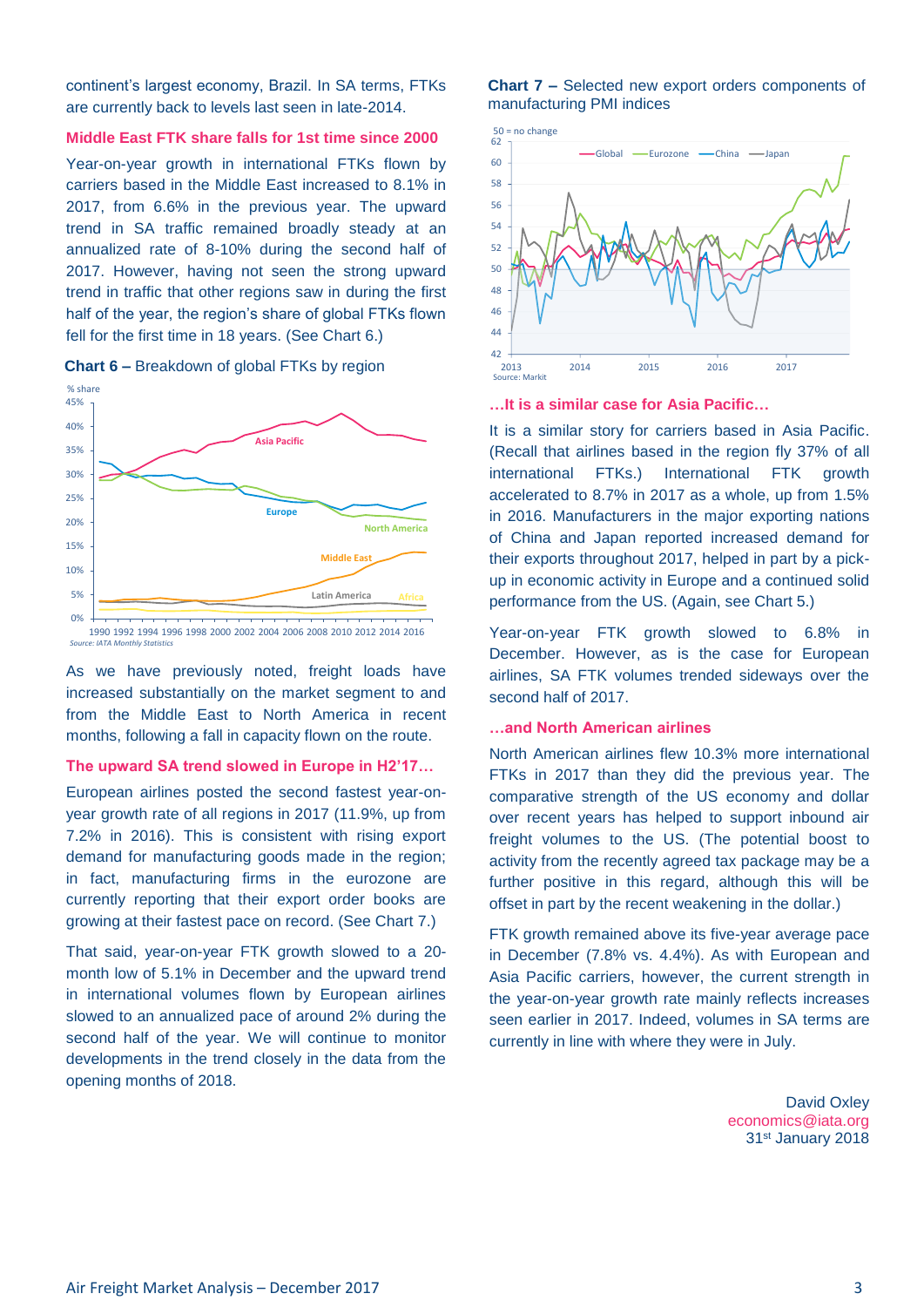continent's largest economy, Brazil. In SA terms, FTKs are currently back to levels last seen in late-2014.

### Middle East FTK share falls for 1st time since 2000

Year-on-year growth in international FTKs flown by carriers based in the Middle East increased to 8.1% in 2017, from 6.6% in the previous year. The upward trend in SA traffic remained broadly steady at an annualized rate of 8-10% during the second half of 2017. However, having not seen the strong upward trend in traffic that other regions saw in during the first half of the year, the region's share of global FTKs flown fell for the first time in 18 years. (See Chart 6.)

**Chart 6 –** Breakdown of global FTKs by region

As we have previously noted, freight loads have increased substantially on the market segment to and from the Middle East to North America in recent months, following a fall in capacity flown on the route.

### The upward SA trend slowed in Europe in H2'17…

European airlines posted the second fastest year-on-year growth rate of all regions in 2017 (11.9%, up from 7.2% in 2016). This is consistent with rising export demand for manufacturing goods made in the region; in fact, manufacturing firms in the eurozone are currently reporting that their export order books are growing at their fastest pace on record. (See Chart 7.)

That said, year-on-year FTK growth slowed to a 20-month low of 5.1% in December and the upward trend in international volumes flown by European airlines slowed to an annualized pace of around 2% during the second half of the year. We will continue to monitor developments in the trend closely in the data from the opening months of 2018.

**Chart 7 –** Selected new export orders components of manufacturing PMI indices

### …It is a similar case for Asia Pacific…

It is a similar story for carriers based in Asia Pacific. (Recall that airlines based in the region fly 37% of all international FTKs.) International FTK growth accelerated to 8.7% in 2017 as a whole, up from 1.5% in 2016. Manufacturers in the major exporting nations of China and Japan reported increased demand for their exports throughout 2017, helped in part by a pick-up in economic activity in Europe and a continued solid performance from the US. (Again, see Chart 5.)

Year-on-year FTK growth slowed to 6.8% in December. However, as is the case for European airlines, SA FTK volumes trended sideways over the second half of 2017.

### …and North American airlines

North American airlines flew 10.3% more international FTKs in 2017 than they did the previous year. The comparative strength of the US economy and dollar over recent years has helped to support inbound air freight volumes to the US. (The potential boost to activity from the recently agreed tax package may be a further positive in this regard, although this will be offset in part by the recent weakening in the dollar.)

FTK growth remained above its five-year average pace in December (7.8% vs. 4.4%). As with European and Asia Pacific carriers, however, the current strength in the year-on-year growth rate mainly reflects increases seen earlier in 2017. Indeed, volumes in SA terms are currently in line with where they were in July.

David Oxley
economics@iata.org
31st January 2018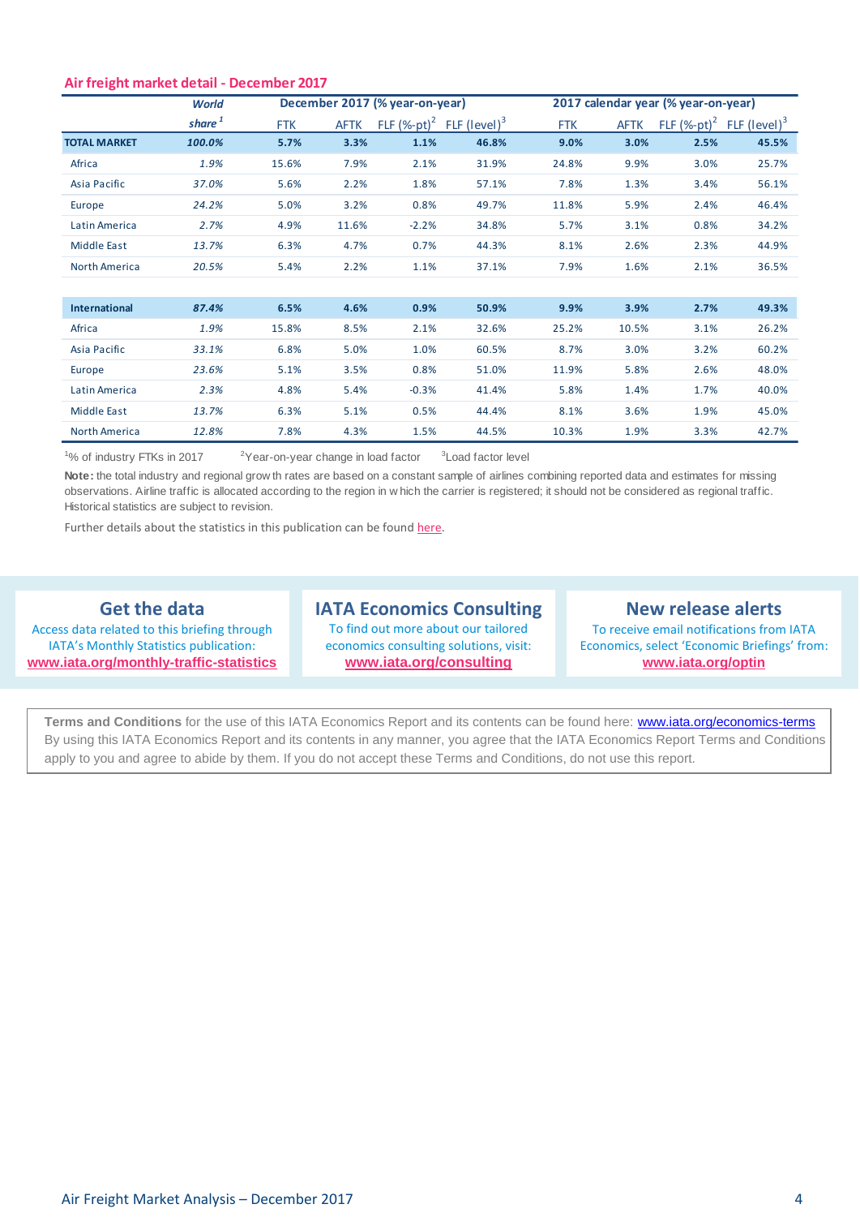## Air freight market detail - December 2017

| | World share[1] | December 2017 (% year-on-year) | | | | 2017 calendar year (% year-on-year) | | | |
|---|---|---|---|---|---|---|---|---|---|
| | | FTK | AFTK | FLF (%-pt)[2] | FLF (level)[3] | FTK | AFTK | FLF (%-pt)[2] | FLF (level)[3] |
| **TOTAL MARKET** | ***100.0%*** | **5.7%** | **3.3%** | **1.1%** | **46.8%** | **9.0%** | **3.0%** | **2.5%** | **45.5%** |
| Africa | *1.9%* | 15.6% | 7.9% | 2.1% | 31.9% | 24.8% | 9.9% | 3.0% | 25.7% |
| Asia Pacific | *37.0%* | 5.6% | 2.2% | 1.8% | 57.1% | 7.8% | 1.3% | 3.4% | 56.1% |
| Europe | *24.2%* | 5.0% | 3.2% | 0.8% | 49.7% | 11.8% | 5.9% | 2.4% | 46.4% |
| Latin America | *2.7%* | 4.9% | 11.6% | -2.2% | 34.8% | 5.7% | 3.1% | 0.8% | 34.2% |
| Middle East | *13.7%* | 6.3% | 4.7% | 0.7% | 44.3% | 8.1% | 2.6% | 2.3% | 44.9% |
| North America | *20.5%* | 5.4% | 2.2% | 1.1% | 37.1% | 7.9% | 1.6% | 2.1% | 36.5% |
| **International** | ***87.4%*** | **6.5%** | **4.6%** | **0.9%** | **50.9%** | **9.9%** | **3.9%** | **2.7%** | **49.3%** |
| Africa | *1.9%* | 15.8% | 8.5% | 2.1% | 32.6% | 25.2% | 10.5% | 3.1% | 26.2% |
| Asia Pacific | *33.1%* | 6.8% | 5.0% | 1.0% | 60.5% | 8.7% | 3.0% | 3.2% | 60.2% |
| Europe | *23.6%* | 5.1% | 3.5% | 0.8% | 51.0% | 11.9% | 5.8% | 2.6% | 48.0% |
| Latin America | *2.3%* | 4.8% | 5.4% | -0.3% | 41.4% | 5.8% | 1.4% | 1.7% | 40.0% |
| Middle East | *13.7%* | 6.3% | 5.1% | 0.5% | 44.4% | 8.1% | 3.6% | 1.9% | 45.0% |
| North America | *12.8%* | 7.8% | 4.3% | 1.5% | 44.5% | 10.3% | 1.9% | 3.3% | 42.7% |

[1]% of industry FTKs in 2017 [2]Year-on-year change in load factor [3]Load factor level

**Note:** the total industry and regional growth rates are based on a constant sample of airlines combining reported data and estimates for missing observations. Airline traffic is allocated according to the region in which the carrier is registered; it should not be considered as regional traffic. Historical statistics are subject to revision.

Further details about the statistics in this publication can be found here.

### Get the data

Access data related to this briefing through IATA's Monthly Statistics publication: **www.iata.org/monthly-traffic-statistics**

### IATA Economics Consulting

To find out more about our tailored economics consulting solutions, visit: **www.iata.org/consulting**

### New release alerts

To receive email notifications from IATA Economics, select 'Economic Briefings' from: **www.iata.org/optin**

**Terms and Conditions** for the use of this IATA Economics Report and its contents can be found here: www.iata.org/economics-terms
By using this IATA Economics Report and its contents in any manner, you agree that the IATA Economics Report Terms and Conditions apply to you and agree to abide by them. If you do not accept these Terms and Conditions, do not use this report.